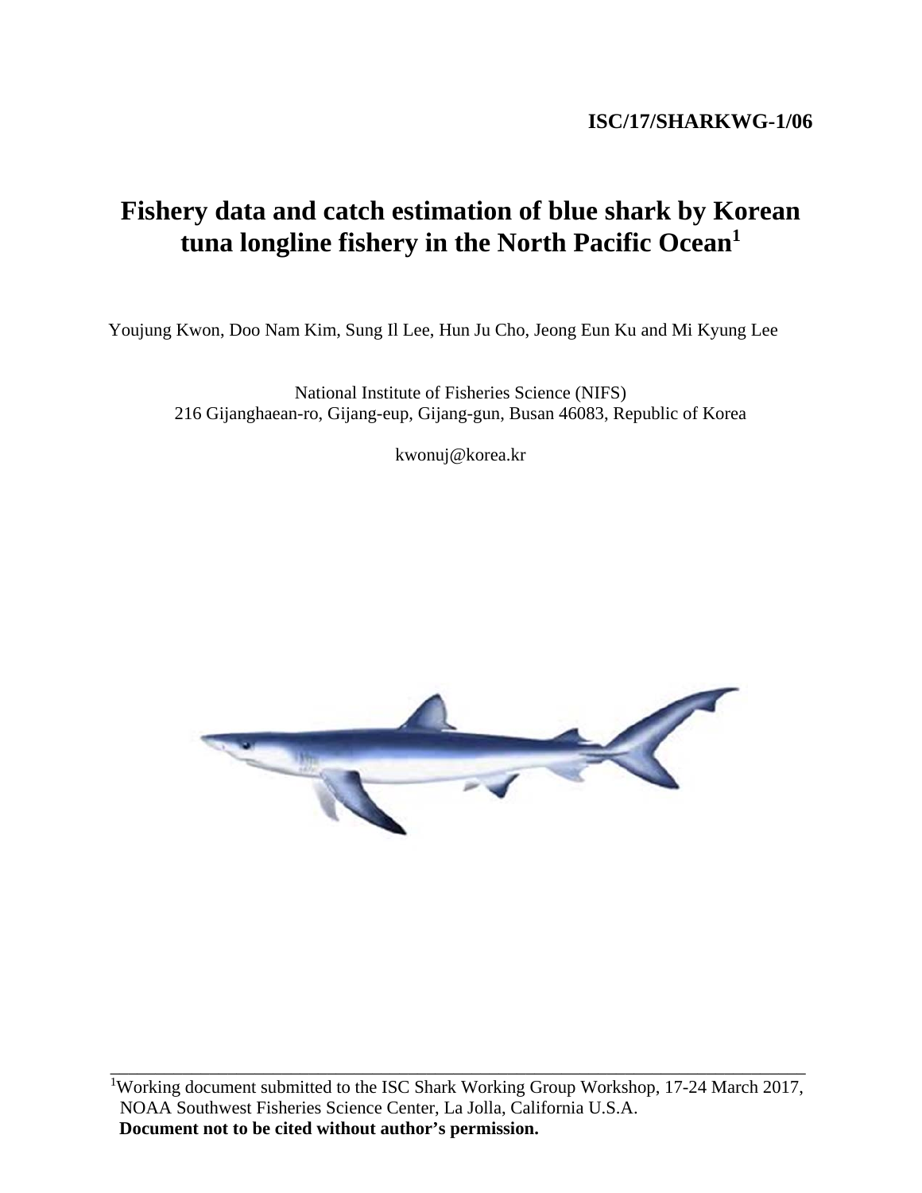ISC/17/SHARKWG-1/06

# Fishery data and catch estimation of blue shark by Korean tuna longline fishery in the North Pacific Ocean[1]

Youjung Kwon, Doo Nam Kim, Sung Il Lee, Hun Ju Cho, Jeong Eun Ku and Mi Kyung Lee

National Institute of Fisheries Science (NIFS)
216 Gijanghaean-ro, Gijang-eup, Gijang-gun, Busan 46083, Republic of Korea

kwonuj@korea.kr

---

[1]Working document submitted to the ISC Shark Working Group Workshop, 17-24 March 2017, NOAA Southwest Fisheries Science Center, La Jolla, California U.S.A.
**Document not to be cited without author's permission.**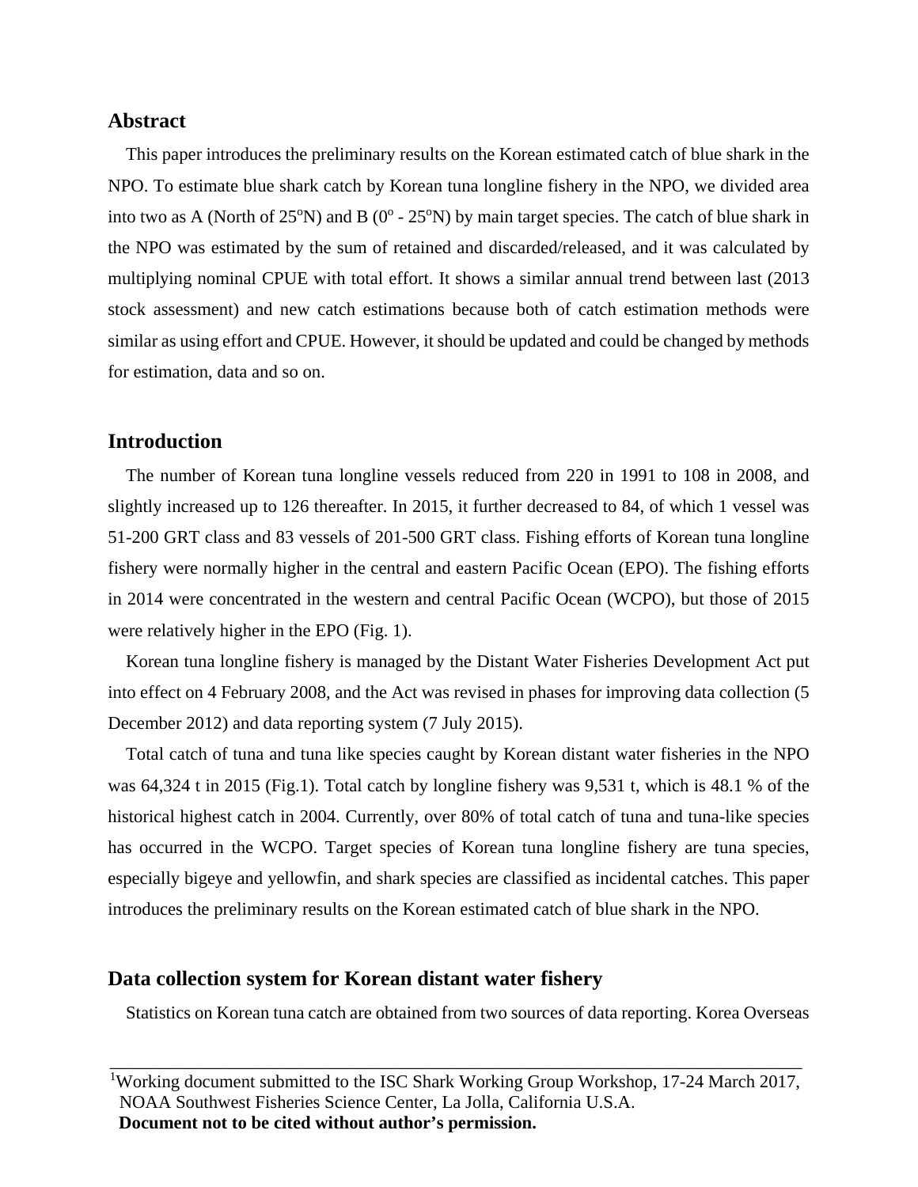## Abstract

This paper introduces the preliminary results on the Korean estimated catch of blue shark in the NPO. To estimate blue shark catch by Korean tuna longline fishery in the NPO, we divided area into two as A (North of 25°N) and B (0° - 25°N) by main target species. The catch of blue shark in the NPO was estimated by the sum of retained and discarded/released, and it was calculated by multiplying nominal CPUE with total effort. It shows a similar annual trend between last (2013 stock assessment) and new catch estimations because both of catch estimation methods were similar as using effort and CPUE. However, it should be updated and could be changed by methods for estimation, data and so on.

## Introduction

The number of Korean tuna longline vessels reduced from 220 in 1991 to 108 in 2008, and slightly increased up to 126 thereafter. In 2015, it further decreased to 84, of which 1 vessel was 51-200 GRT class and 83 vessels of 201-500 GRT class. Fishing efforts of Korean tuna longline fishery were normally higher in the central and eastern Pacific Ocean (EPO). The fishing efforts in 2014 were concentrated in the western and central Pacific Ocean (WCPO), but those of 2015 were relatively higher in the EPO (Fig. 1).

Korean tuna longline fishery is managed by the Distant Water Fisheries Development Act put into effect on 4 February 2008, and the Act was revised in phases for improving data collection (5 December 2012) and data reporting system (7 July 2015).

Total catch of tuna and tuna like species caught by Korean distant water fisheries in the NPO was 64,324 t in 2015 (Fig.1). Total catch by longline fishery was 9,531 t, which is 48.1 % of the historical highest catch in 2004. Currently, over 80% of total catch of tuna and tuna-like species has occurred in the WCPO. Target species of Korean tuna longline fishery are tuna species, especially bigeye and yellowfin, and shark species are classified as incidental catches. This paper introduces the preliminary results on the Korean estimated catch of blue shark in the NPO.

## Data collection system for Korean distant water fishery

Statistics on Korean tuna catch are obtained from two sources of data reporting. Korea Overseas

---

[1]Working document submitted to the ISC Shark Working Group Workshop, 17-24 March 2017, NOAA Southwest Fisheries Science Center, La Jolla, California U.S.A.
**Document not to be cited without author's permission.**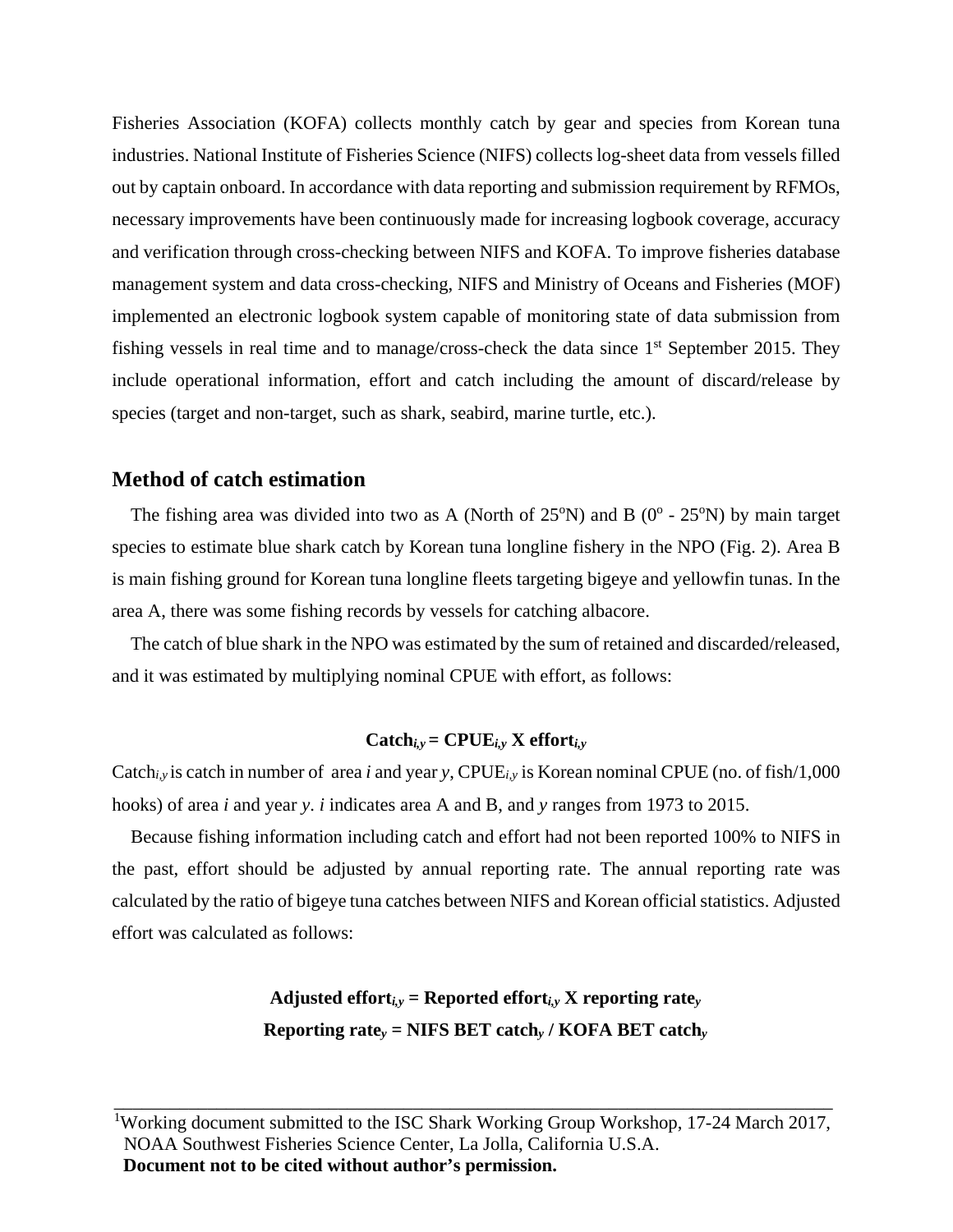Fisheries Association (KOFA) collects monthly catch by gear and species from Korean tuna industries. National Institute of Fisheries Science (NIFS) collects log-sheet data from vessels filled out by captain onboard. In accordance with data reporting and submission requirement by RFMOs, necessary improvements have been continuously made for increasing logbook coverage, accuracy and verification through cross-checking between NIFS and KOFA. To improve fisheries database management system and data cross-checking, NIFS and Ministry of Oceans and Fisheries (MOF) implemented an electronic logbook system capable of monitoring state of data submission from fishing vessels in real time and to manage/cross-check the data since 1st September 2015. They include operational information, effort and catch including the amount of discard/release by species (target and non-target, such as shark, seabird, marine turtle, etc.).

## Method of catch estimation

The fishing area was divided into two as A (North of 25°N) and B (0° - 25°N) by main target species to estimate blue shark catch by Korean tuna longline fishery in the NPO (Fig. 2). Area B is main fishing ground for Korean tuna longline fleets targeting bigeye and yellowfin tunas. In the area A, there was some fishing records by vessels for catching albacore.

The catch of blue shark in the NPO was estimated by the sum of retained and discarded/released, and it was estimated by multiplying nominal CPUE with effort, as follows:

$$\mathbf{Catch}_{i,y} = \mathbf{CPUE}_{i,y} \times \mathbf{effort}_{i,y}$$

$Catch_{i,y}$ is catch in number of area $i$ and year $y$, $CPUE_{i,y}$ is Korean nominal CPUE (no. of fish/1,000 hooks) of area $i$ and year $y$. $i$ indicates area A and B, and $y$ ranges from 1973 to 2015.

Because fishing information including catch and effort had not been reported 100% to NIFS in the past, effort should be adjusted by annual reporting rate. The annual reporting rate was calculated by the ratio of bigeye tuna catches between NIFS and Korean official statistics. Adjusted effort was calculated as follows:

$$\mathbf{Adjusted\ effort}_{i,y} = \mathbf{Reported\ effort}_{i,y} \times \mathbf{reporting\ rate}_{y}$$

$$\mathbf{Reporting\ rate}_{y} = \mathbf{NIFS\ BET\ catch}_{y} / \mathbf{KOFA\ BET\ catch}_{y}$$

---

[1]Working document submitted to the ISC Shark Working Group Workshop, 17-24 March 2017, NOAA Southwest Fisheries Science Center, La Jolla, California U.S.A.
**Document not to be cited without author's permission.**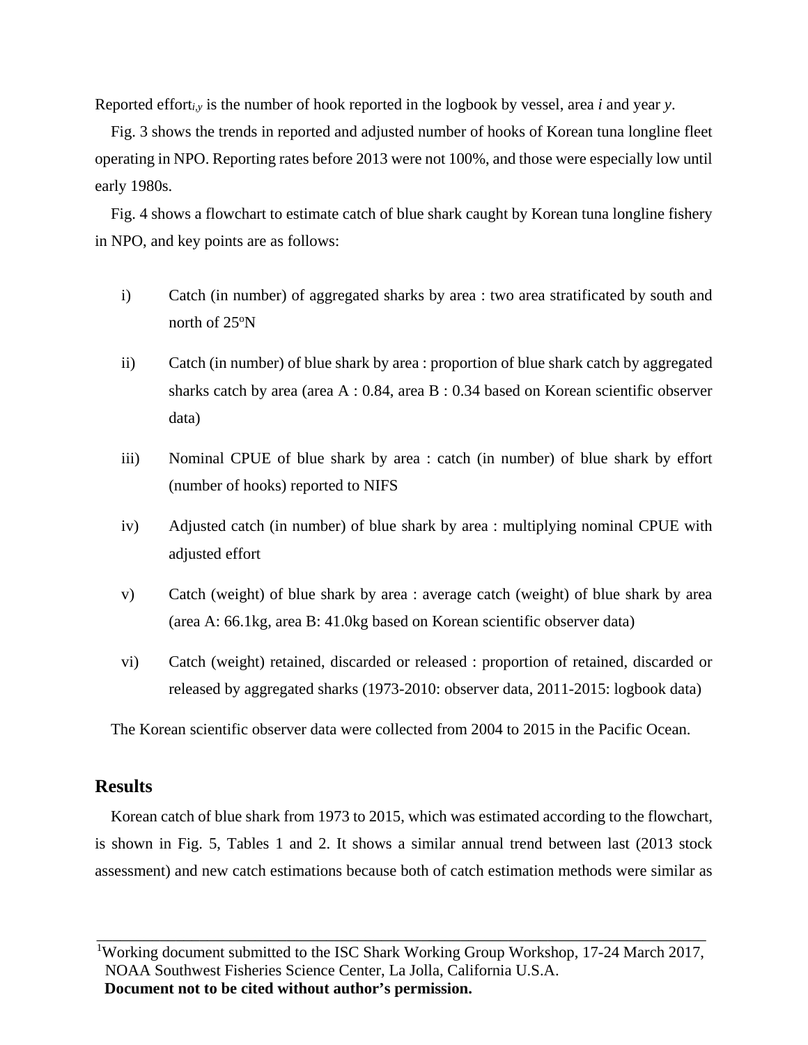Reported effort$_{i,y}$ is the number of hook reported in the logbook by vessel, area $i$ and year $y$.

Fig. 3 shows the trends in reported and adjusted number of hooks of Korean tuna longline fleet operating in NPO. Reporting rates before 2013 were not 100%, and those were especially low until early 1980s.

Fig. 4 shows a flowchart to estimate catch of blue shark caught by Korean tuna longline fishery in NPO, and key points are as follows:

i) Catch (in number) of aggregated sharks by area : two area stratificated by south and north of 25ºN

ii) Catch (in number) of blue shark by area : proportion of blue shark catch by aggregated sharks catch by area (area A : 0.84, area B : 0.34 based on Korean scientific observer data)

iii) Nominal CPUE of blue shark by area : catch (in number) of blue shark by effort (number of hooks) reported to NIFS

iv) Adjusted catch (in number) of blue shark by area : multiplying nominal CPUE with adjusted effort

v) Catch (weight) of blue shark by area : average catch (weight) of blue shark by area (area A: 66.1kg, area B: 41.0kg based on Korean scientific observer data)

vi) Catch (weight) retained, discarded or released : proportion of retained, discarded or released by aggregated sharks (1973-2010: observer data, 2011-2015: logbook data)

The Korean scientific observer data were collected from 2004 to 2015 in the Pacific Ocean.

## Results

Korean catch of blue shark from 1973 to 2015, which was estimated according to the flowchart, is shown in Fig. 5, Tables 1 and 2. It shows a similar annual trend between last (2013 stock assessment) and new catch estimations because both of catch estimation methods were similar as

[1]Working document submitted to the ISC Shark Working Group Workshop, 17-24 March 2017, NOAA Southwest Fisheries Science Center, La Jolla, California U.S.A.
**Document not to be cited without author's permission.**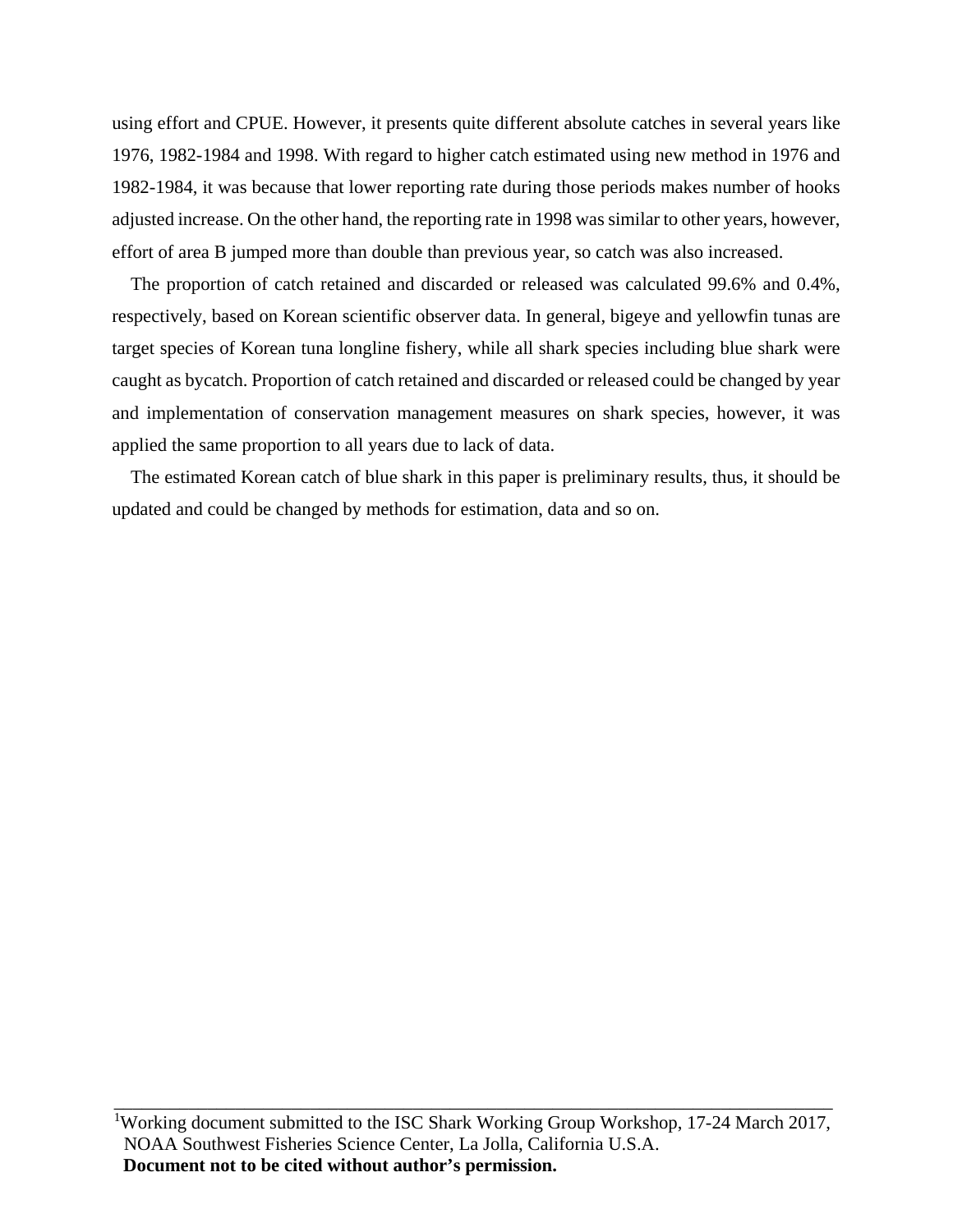using effort and CPUE. However, it presents quite different absolute catches in several years like 1976, 1982-1984 and 1998. With regard to higher catch estimated using new method in 1976 and 1982-1984, it was because that lower reporting rate during those periods makes number of hooks adjusted increase. On the other hand, the reporting rate in 1998 was similar to other years, however, effort of area B jumped more than double than previous year, so catch was also increased.

The proportion of catch retained and discarded or released was calculated 99.6% and 0.4%, respectively, based on Korean scientific observer data. In general, bigeye and yellowfin tunas are target species of Korean tuna longline fishery, while all shark species including blue shark were caught as bycatch. Proportion of catch retained and discarded or released could be changed by year and implementation of conservation management measures on shark species, however, it was applied the same proportion to all years due to lack of data.

The estimated Korean catch of blue shark in this paper is preliminary results, thus, it should be updated and could be changed by methods for estimation, data and so on.

---

[1]Working document submitted to the ISC Shark Working Group Workshop, 17-24 March 2017, NOAA Southwest Fisheries Science Center, La Jolla, California U.S.A.
**Document not to be cited without author's permission.**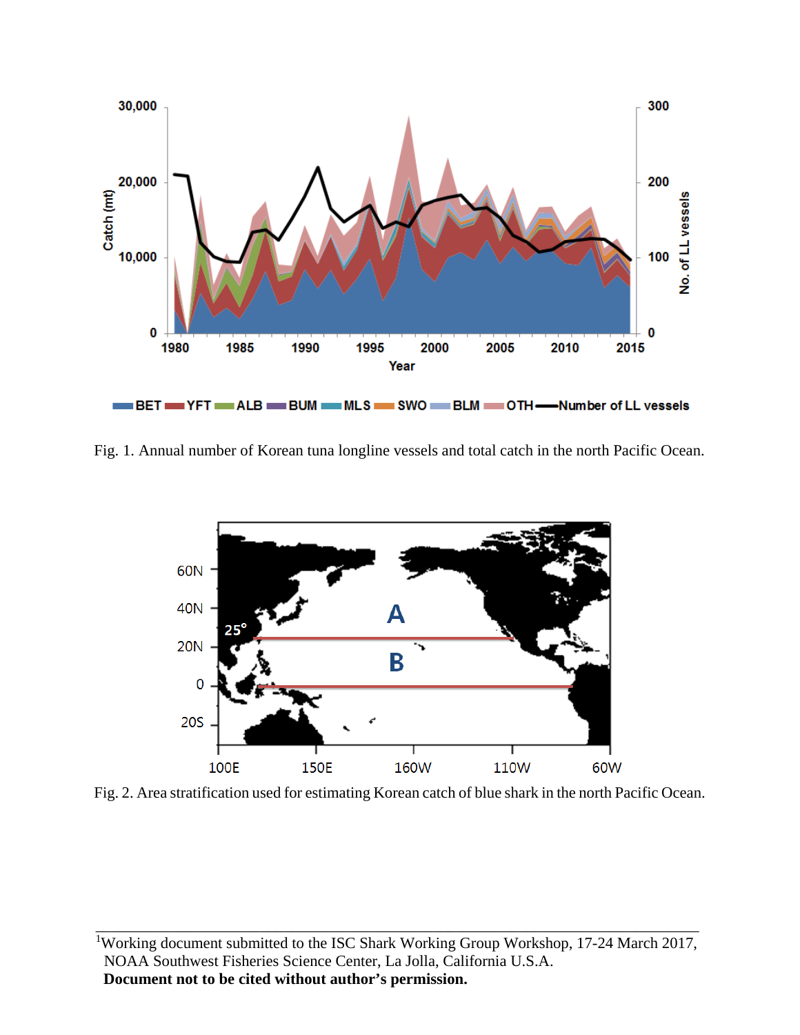Fig. 1. Annual number of Korean tuna longline vessels and total catch in the north Pacific Ocean.

Fig. 2. Area stratification used for estimating Korean catch of blue shark in the north Pacific Ocean.

[1]Working document submitted to the ISC Shark Working Group Workshop, 17-24 March 2017, NOAA Southwest Fisheries Science Center, La Jolla, California U.S.A.
**Document not to be cited without author's permission.**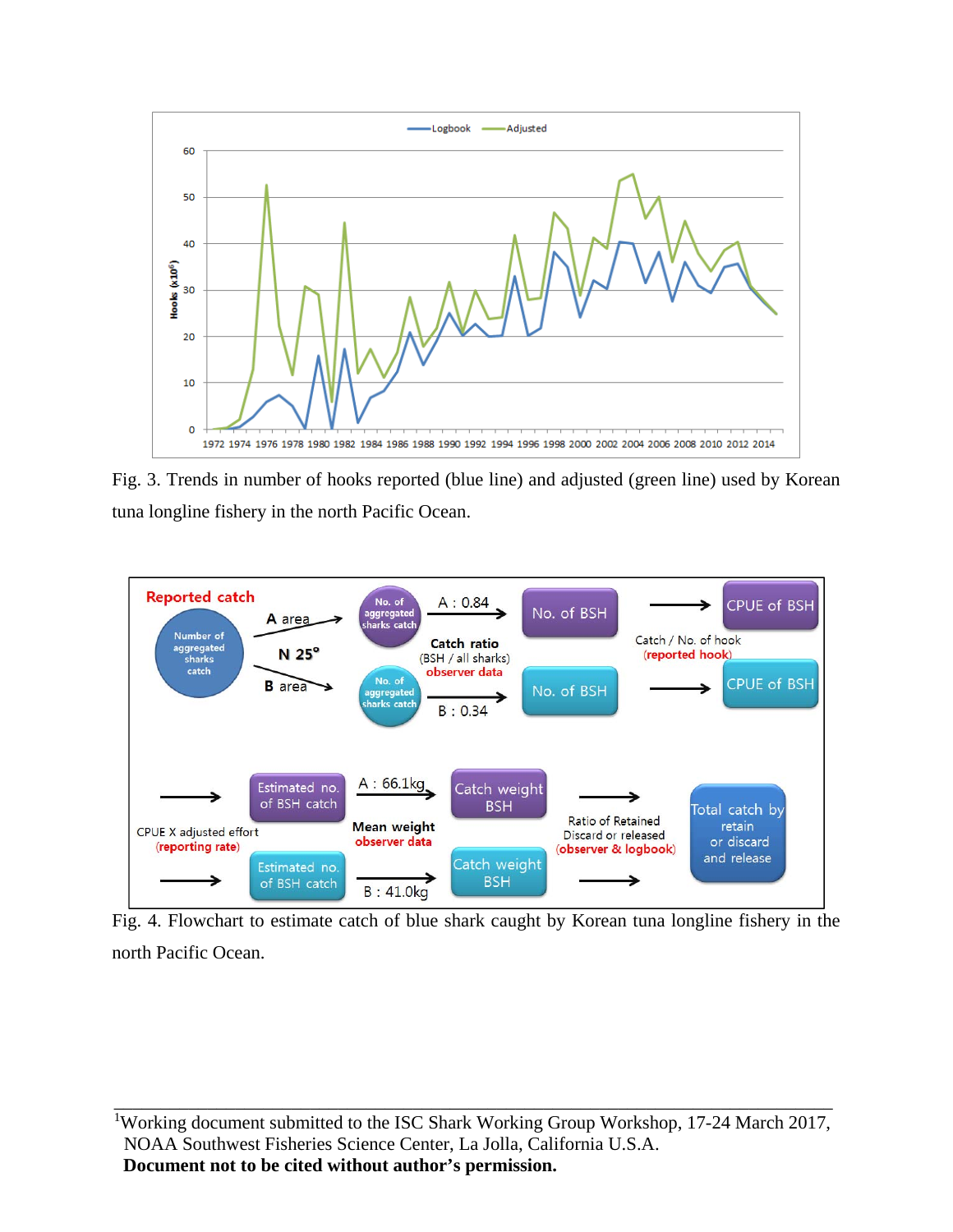Fig. 3. Trends in number of hooks reported (blue line) and adjusted (green line) used by Korean tuna longline fishery in the north Pacific Ocean.

Fig. 4. Flowchart to estimate catch of blue shark caught by Korean tuna longline fishery in the north Pacific Ocean.

---

[1]Working document submitted to the ISC Shark Working Group Workshop, 17-24 March 2017, NOAA Southwest Fisheries Science Center, La Jolla, California U.S.A.
**Document not to be cited without author's permission.**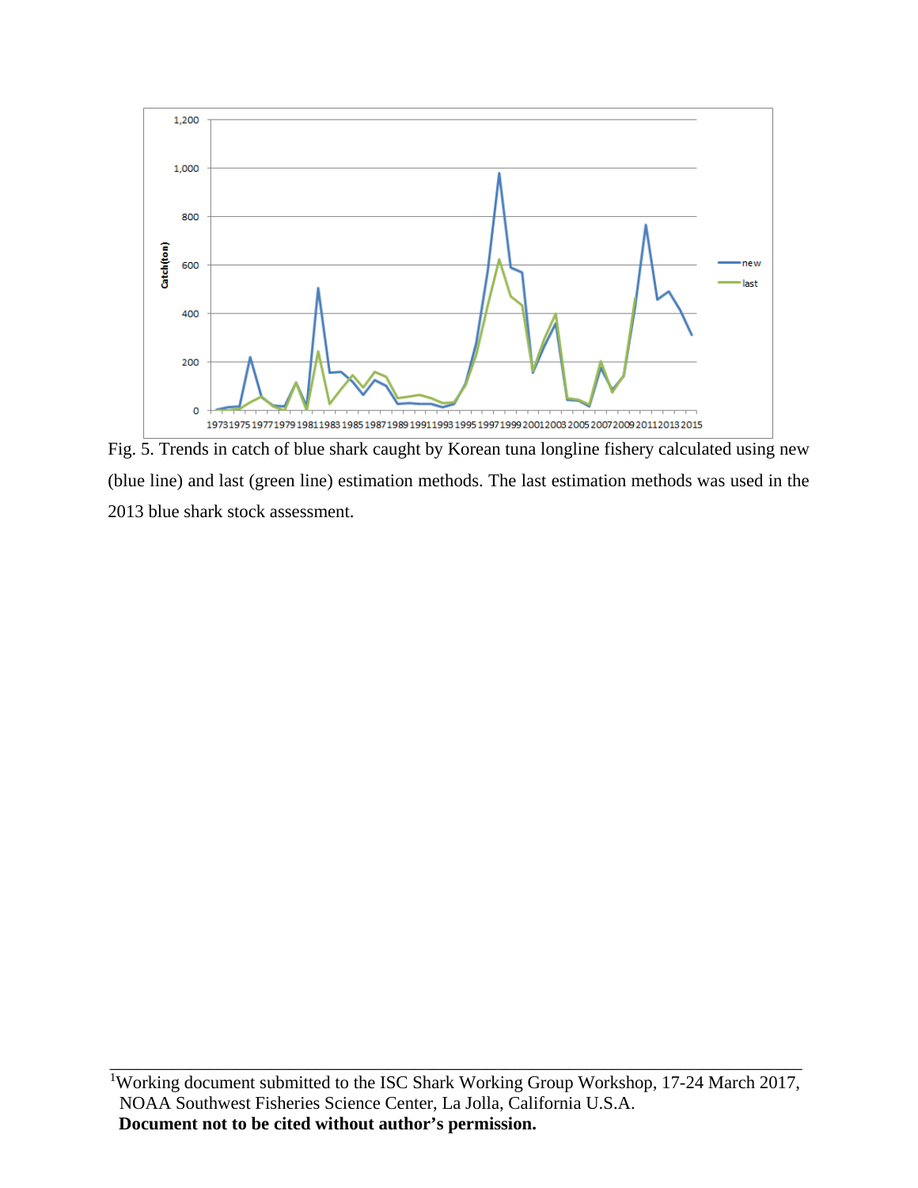Fig. 5. Trends in catch of blue shark caught by Korean tuna longline fishery calculated using new (blue line) and last (green line) estimation methods. The last estimation methods was used in the 2013 blue shark stock assessment.

[1]Working document submitted to the ISC Shark Working Group Workshop, 17-24 March 2017, NOAA Southwest Fisheries Science Center, La Jolla, California U.S.A.
**Document not to be cited without author's permission.**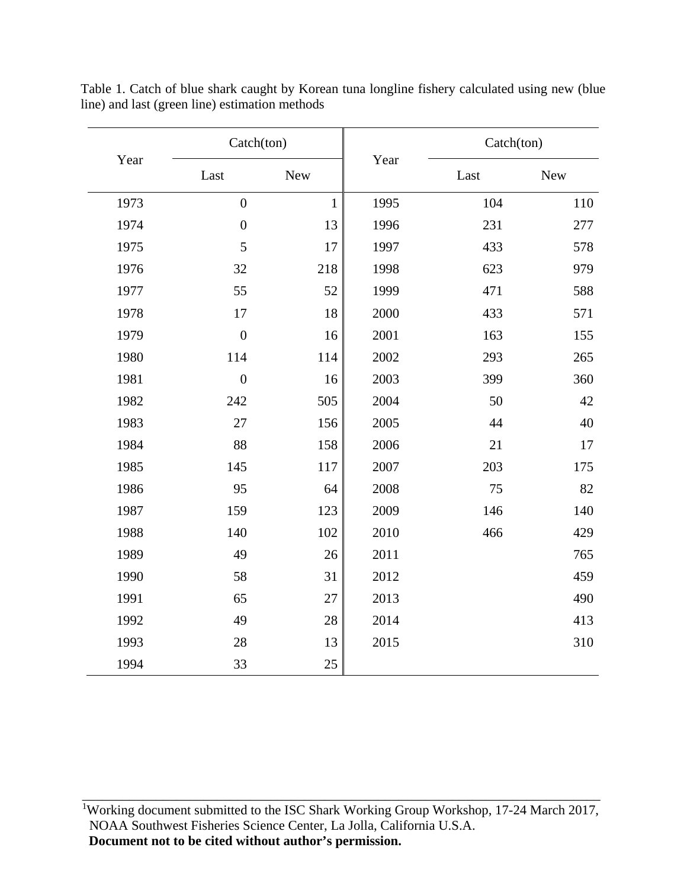Table 1. Catch of blue shark caught by Korean tuna longline fishery calculated using new (blue line) and last (green line) estimation methods

| Year | Catch(ton) | | Year | Catch(ton) | |
|---|---|---|---|---|---|
| | Last | New | | Last | New |
| 1973 | 0 | 1 | 1995 | 104 | 110 |
| 1974 | 0 | 13 | 1996 | 231 | 277 |
| 1975 | 5 | 17 | 1997 | 433 | 578 |
| 1976 | 32 | 218 | 1998 | 623 | 979 |
| 1977 | 55 | 52 | 1999 | 471 | 588 |
| 1978 | 17 | 18 | 2000 | 433 | 571 |
| 1979 | 0 | 16 | 2001 | 163 | 155 |
| 1980 | 114 | 114 | 2002 | 293 | 265 |
| 1981 | 0 | 16 | 2003 | 399 | 360 |
| 1982 | 242 | 505 | 2004 | 50 | 42 |
| 1983 | 27 | 156 | 2005 | 44 | 40 |
| 1984 | 88 | 158 | 2006 | 21 | 17 |
| 1985 | 145 | 117 | 2007 | 203 | 175 |
| 1986 | 95 | 64 | 2008 | 75 | 82 |
| 1987 | 159 | 123 | 2009 | 146 | 140 |
| 1988 | 140 | 102 | 2010 | 466 | 429 |
| 1989 | 49 | 26 | 2011 | | 765 |
| 1990 | 58 | 31 | 2012 | | 459 |
| 1991 | 65 | 27 | 2013 | | 490 |
| 1992 | 49 | 28 | 2014 | | 413 |
| 1993 | 28 | 13 | 2015 | | 310 |
| 1994 | 33 | 25 | | | |

[1]Working document submitted to the ISC Shark Working Group Workshop, 17-24 March 2017, NOAA Southwest Fisheries Science Center, La Jolla, California U.S.A.
**Document not to be cited without author's permission.**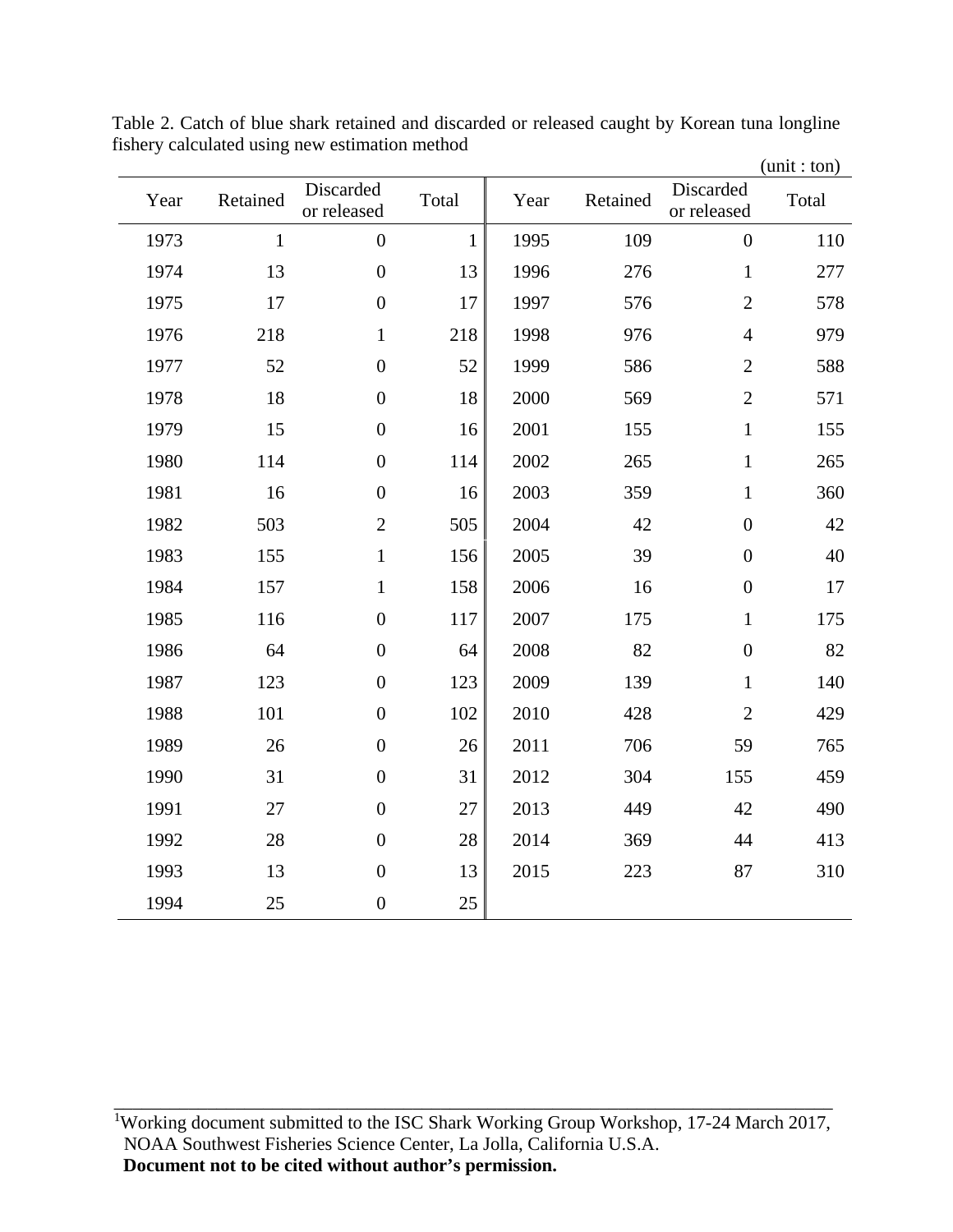Table 2. Catch of blue shark retained and discarded or released caught by Korean tuna longline fishery calculated using new estimation method

(unit : ton)

| Year | Retained | Discarded or released | Total | Year | Retained | Discarded or released | Total |
|---|---|---|---|---|---|---|---|
| 1973 | 1 | 0 | 1 | 1995 | 109 | 0 | 110 |
| 1974 | 13 | 0 | 13 | 1996 | 276 | 1 | 277 |
| 1975 | 17 | 0 | 17 | 1997 | 576 | 2 | 578 |
| 1976 | 218 | 1 | 218 | 1998 | 976 | 4 | 979 |
| 1977 | 52 | 0 | 52 | 1999 | 586 | 2 | 588 |
| 1978 | 18 | 0 | 18 | 2000 | 569 | 2 | 571 |
| 1979 | 15 | 0 | 16 | 2001 | 155 | 1 | 155 |
| 1980 | 114 | 0 | 114 | 2002 | 265 | 1 | 265 |
| 1981 | 16 | 0 | 16 | 2003 | 359 | 1 | 360 |
| 1982 | 503 | 2 | 505 | 2004 | 42 | 0 | 42 |
| 1983 | 155 | 1 | 156 | 2005 | 39 | 0 | 40 |
| 1984 | 157 | 1 | 158 | 2006 | 16 | 0 | 17 |
| 1985 | 116 | 0 | 117 | 2007 | 175 | 1 | 175 |
| 1986 | 64 | 0 | 64 | 2008 | 82 | 0 | 82 |
| 1987 | 123 | 0 | 123 | 2009 | 139 | 1 | 140 |
| 1988 | 101 | 0 | 102 | 2010 | 428 | 2 | 429 |
| 1989 | 26 | 0 | 26 | 2011 | 706 | 59 | 765 |
| 1990 | 31 | 0 | 31 | 2012 | 304 | 155 | 459 |
| 1991 | 27 | 0 | 27 | 2013 | 449 | 42 | 490 |
| 1992 | 28 | 0 | 28 | 2014 | 369 | 44 | 413 |
| 1993 | 13 | 0 | 13 | 2015 | 223 | 87 | 310 |
| 1994 | 25 | 0 | 25 | | | | |

[1]Working document submitted to the ISC Shark Working Group Workshop, 17-24 March 2017, NOAA Southwest Fisheries Science Center, La Jolla, California U.S.A.
**Document not to be cited without author's permission.**